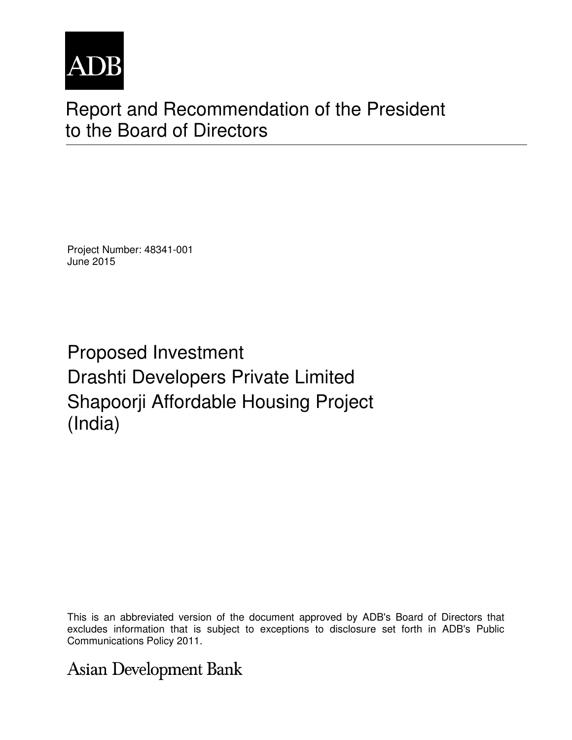ADB

# Report and Recommendation of the President to the Board of Directors

Project Number: 48341-001
June 2015

## Proposed Investment
## Drashti Developers Private Limited
## Shapoorji Affordable Housing Project
## (India)

This is an abbreviated version of the document approved by ADB's Board of Directors that excludes information that is subject to exceptions to disclosure set forth in ADB's Public Communications Policy 2011.

Asian Development Bank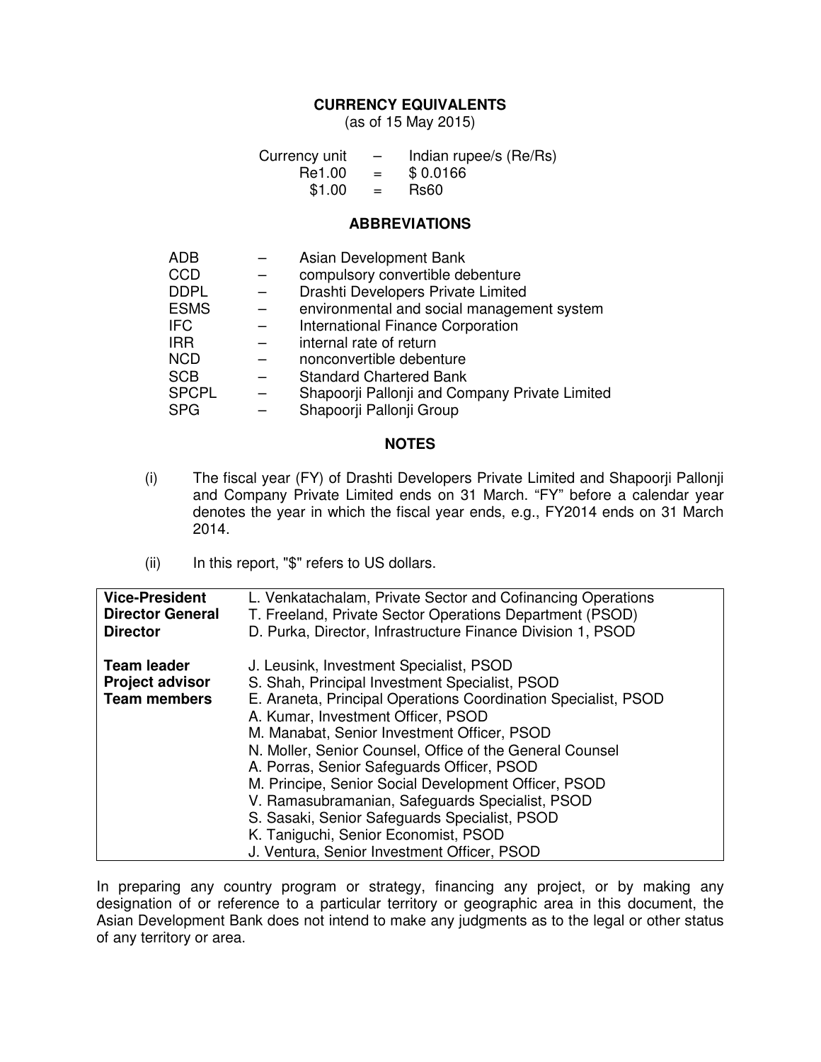## CURRENCY EQUIVALENTS

(as of 15 May 2015)

| | | |
|---|---|---|
| Currency unit | – | Indian rupee/s (Re/Rs) |
| Re1.00 | = | $ 0.0166 |
| $1.00 | = | Rs60 |

## ABBREVIATIONS

| | | |
|---|---|---|
| ADB | – | Asian Development Bank |
| CCD | – | compulsory convertible debenture |
| DDPL | – | Drashti Developers Private Limited |
| ESMS | – | environmental and social management system |
| IFC | – | International Finance Corporation |
| IRR | – | internal rate of return |
| NCD | – | nonconvertible debenture |
| SCB | – | Standard Chartered Bank |
| SPCPL | – | Shapoorji Pallonji and Company Private Limited |
| SPG | – | Shapoorji Pallonji Group |

## NOTES

(i) The fiscal year (FY) of Drashti Developers Private Limited and Shapoorji Pallonji and Company Private Limited ends on 31 March. "FY" before a calendar year denotes the year in which the fiscal year ends, e.g., FY2014 ends on 31 March 2014.

(ii) In this report, "$" refers to US dollars.

| | |
|---|---|
| **Vice-President** | L. Venkatachalam, Private Sector and Cofinancing Operations |
| **Director General** | T. Freeland, Private Sector Operations Department (PSOD) |
| **Director** | D. Purka, Director, Infrastructure Finance Division 1, PSOD |
| | |
| **Team leader** | J. Leusink, Investment Specialist, PSOD |
| **Project advisor** | S. Shah, Principal Investment Specialist, PSOD |
| **Team members** | E. Araneta, Principal Operations Coordination Specialist, PSOD |
| | A. Kumar, Investment Officer, PSOD |
| | M. Manabat, Senior Investment Officer, PSOD |
| | N. Moller, Senior Counsel, Office of the General Counsel |
| | A. Porras, Senior Safeguards Officer, PSOD |
| | M. Principe, Senior Social Development Officer, PSOD |
| | V. Ramasubramanian, Safeguards Specialist, PSOD |
| | S. Sasaki, Senior Safeguards Specialist, PSOD |
| | K. Taniguchi, Senior Economist, PSOD |
| | J. Ventura, Senior Investment Officer, PSOD |

In preparing any country program or strategy, financing any project, or by making any designation of or reference to a particular territory or geographic area in this document, the Asian Development Bank does not intend to make any judgments as to the legal or other status of any territory or area.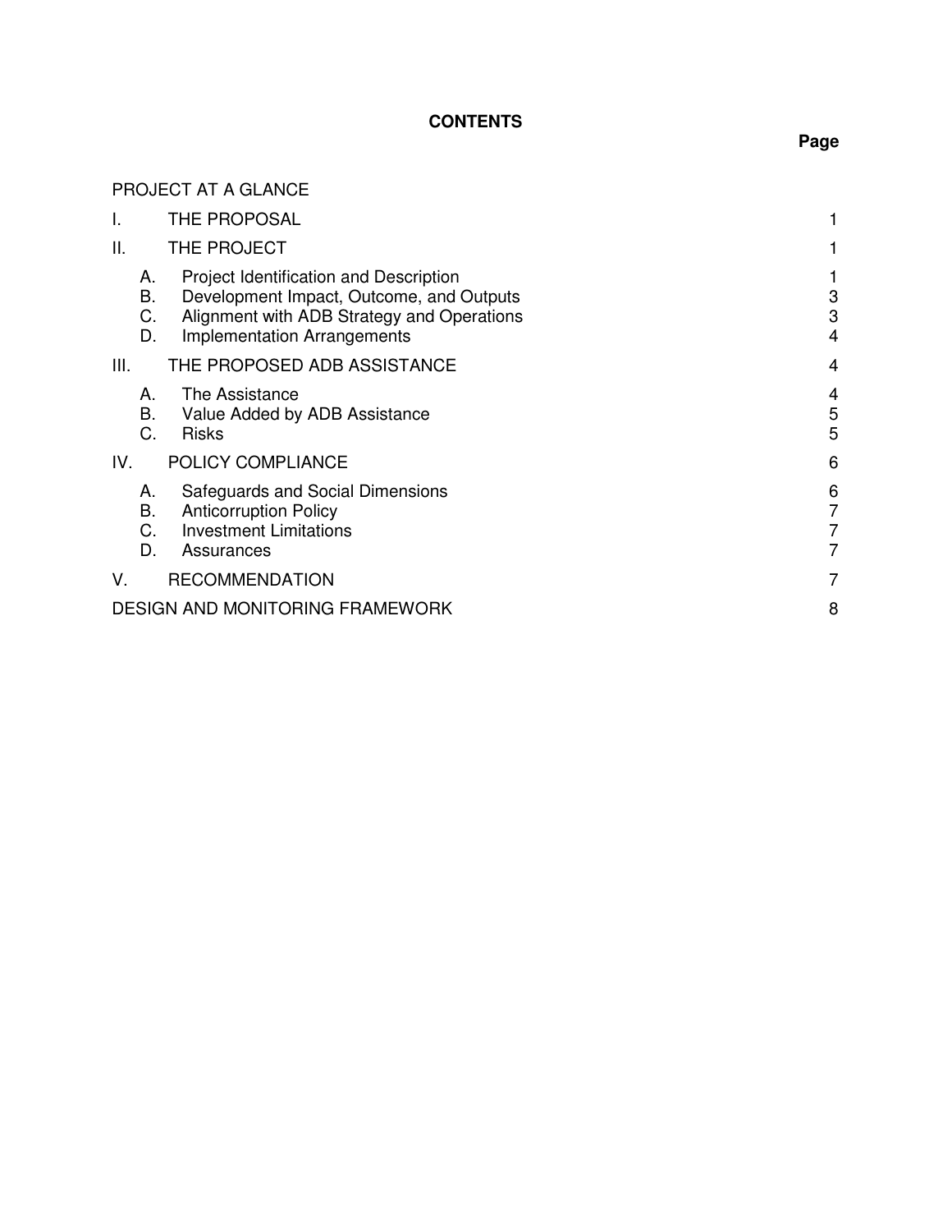# CONTENTS

| | Page |
|---|---|
| PROJECT AT A GLANCE | |
| I. THE PROPOSAL | 1 |
| II. THE PROJECT | 1 |
| A. Project Identification and Description | 1 |
| B. Development Impact, Outcome, and Outputs | 3 |
| C. Alignment with ADB Strategy and Operations | 3 |
| D. Implementation Arrangements | 4 |
| III. THE PROPOSED ADB ASSISTANCE | 4 |
| A. The Assistance | 4 |
| B. Value Added by ADB Assistance | 5 |
| C. Risks | 5 |
| IV. POLICY COMPLIANCE | 6 |
| A. Safeguards and Social Dimensions | 6 |
| B. Anticorruption Policy | 7 |
| C. Investment Limitations | 7 |
| D. Assurances | 7 |
| V. RECOMMENDATION | 7 |
| DESIGN AND MONITORING FRAMEWORK | 8 |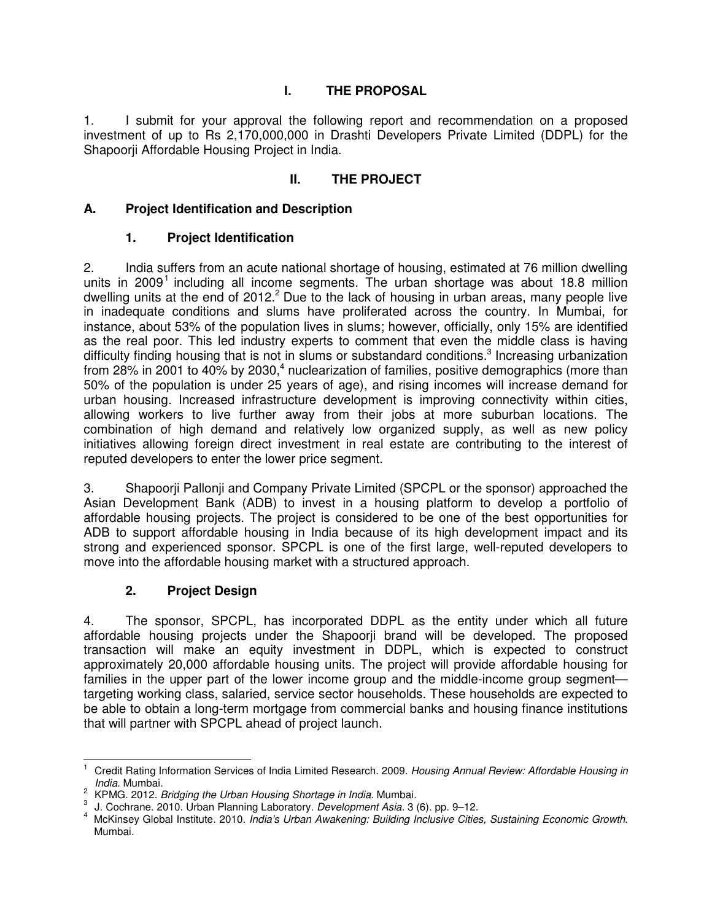## I. THE PROPOSAL

1. I submit for your approval the following report and recommendation on a proposed investment of up to Rs 2,170,000,000 in Drashti Developers Private Limited (DDPL) for the Shapoorji Affordable Housing Project in India.

## II. THE PROJECT

### A. Project Identification and Description

#### 1. Project Identification

2. India suffers from an acute national shortage of housing, estimated at 76 million dwelling units in 2009[1] including all income segments. The urban shortage was about 18.8 million dwelling units at the end of 2012.[2] Due to the lack of housing in urban areas, many people live in inadequate conditions and slums have proliferated across the country. In Mumbai, for instance, about 53% of the population lives in slums; however, officially, only 15% are identified as the real poor. This led industry experts to comment that even the middle class is having difficulty finding housing that is not in slums or substandard conditions.[3] Increasing urbanization from 28% in 2001 to 40% by 2030,[4] nuclearization of families, positive demographics (more than 50% of the population is under 25 years of age), and rising incomes will increase demand for urban housing. Increased infrastructure development is improving connectivity within cities, allowing workers to live further away from their jobs at more suburban locations. The combination of high demand and relatively low organized supply, as well as new policy initiatives allowing foreign direct investment in real estate are contributing to the interest of reputed developers to enter the lower price segment.

3. Shapoorji Pallonji and Company Private Limited (SPCPL or the sponsor) approached the Asian Development Bank (ADB) to invest in a housing platform to develop a portfolio of affordable housing projects. The project is considered to be one of the best opportunities for ADB to support affordable housing in India because of its high development impact and its strong and experienced sponsor. SPCPL is one of the first large, well-reputed developers to move into the affordable housing market with a structured approach.

#### 2. Project Design

4. The sponsor, SPCPL, has incorporated DDPL as the entity under which all future affordable housing projects under the Shapoorji brand will be developed. The proposed transaction will make an equity investment in DDPL, which is expected to construct approximately 20,000 affordable housing units. The project will provide affordable housing for families in the upper part of the lower income group and the middle-income group segment—targeting working class, salaried, service sector households. These households are expected to be able to obtain a long-term mortgage from commercial banks and housing finance institutions that will partner with SPCPL ahead of project launch.

---

[1] Credit Rating Information Services of India Limited Research. 2009. *Housing Annual Review: Affordable Housing in India*. Mumbai.

[2] KPMG. 2012. *Bridging the Urban Housing Shortage in India*. Mumbai.

[3] J. Cochrane. 2010. Urban Planning Laboratory. *Development Asia*. 3 (6). pp. 9–12.

[4] McKinsey Global Institute. 2010. *India's Urban Awakening: Building Inclusive Cities, Sustaining Economic Growth*. Mumbai.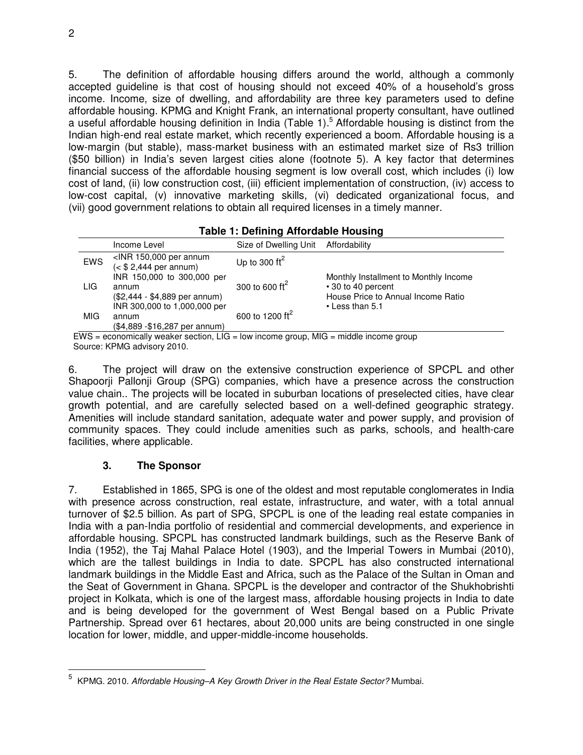5. The definition of affordable housing differs around the world, although a commonly accepted guideline is that cost of housing should not exceed 40% of a household's gross income. Income, size of dwelling, and affordability are three key parameters used to define affordable housing. KPMG and Knight Frank, an international property consultant, have outlined a useful affordable housing definition in India (Table 1).[5] Affordable housing is distinct from the Indian high-end real estate market, which recently experienced a boom. Affordable housing is a low-margin (but stable), mass-market business with an estimated market size of Rs3 trillion ($50 billion) in India's seven largest cities alone (footnote 5). A key factor that determines financial success of the affordable housing segment is low overall cost, which includes (i) low cost of land, (ii) low construction cost, (iii) efficient implementation of construction, (iv) access to low-cost capital, (v) innovative marketing skills, (vi) dedicated organizational focus, and (vii) good government relations to obtain all required licenses in a timely manner.

**Table 1: Defining Affordable Housing**

| | Income Level | Size of Dwelling Unit | Affordability |
|---|---|---|---|
| EWS | <INR 150,000 per annum (< $ 2,444 per annum) | Up to 300 ft$^2$ | |
| LIG | INR 150,000 to 300,000 per annum ($2,444 - $4,889 per annum) | 300 to 600 ft$^2$ | Monthly Installment to Monthly Income • 30 to 40 percent House Price to Annual Income Ratio • Less than 5.1 |
| MIG | INR 300,000 to 1,000,000 per annum ($4,889 -$16,287 per annum) | 600 to 1200 ft$^2$ | |

EWS = economically weaker section, LIG = low income group, MIG = middle income group
Source: KPMG advisory 2010.

6. The project will draw on the extensive construction experience of SPCPL and other Shapoorji Pallonji Group (SPG) companies, which have a presence across the construction value chain.. The projects will be located in suburban locations of preselected cities, have clear growth potential, and are carefully selected based on a well-defined geographic strategy. Amenities will include standard sanitation, adequate water and power supply, and provision of community spaces. They could include amenities such as parks, schools, and health-care facilities, where applicable.

### 3. The Sponsor

7. Established in 1865, SPG is one of the oldest and most reputable conglomerates in India with presence across construction, real estate, infrastructure, and water, with a total annual turnover of $2.5 billion. As part of SPG, SPCPL is one of the leading real estate companies in India with a pan-India portfolio of residential and commercial developments, and experience in affordable housing. SPCPL has constructed landmark buildings, such as the Reserve Bank of India (1952), the Taj Mahal Palace Hotel (1903), and the Imperial Towers in Mumbai (2010), which are the tallest buildings in India to date. SPCPL has also constructed international landmark buildings in the Middle East and Africa, such as the Palace of the Sultan in Oman and the Seat of Government in Ghana. SPCPL is the developer and contractor of the Shukhobrishti project in Kolkata, which is one of the largest mass, affordable housing projects in India to date and is being developed for the government of West Bengal based on a Public Private Partnership. Spread over 61 hectares, about 20,000 units are being constructed in one single location for lower, middle, and upper-middle-income households.

---

[5] KPMG. 2010. *Affordable Housing–A Key Growth Driver in the Real Estate Sector?* Mumbai.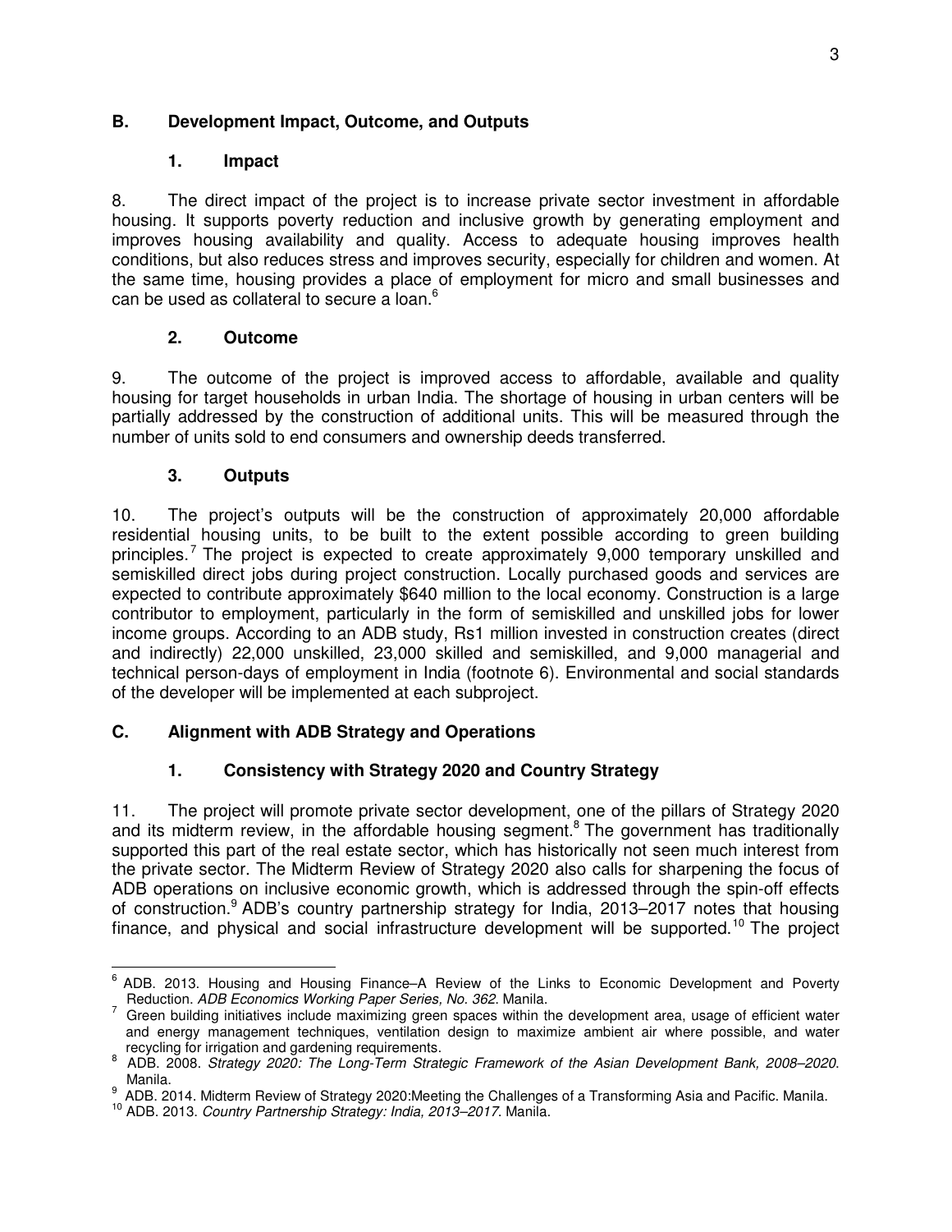## B. Development Impact, Outcome, and Outputs

### 1. Impact

8. The direct impact of the project is to increase private sector investment in affordable housing. It supports poverty reduction and inclusive growth by generating employment and improves housing availability and quality. Access to adequate housing improves health conditions, but also reduces stress and improves security, especially for children and women. At the same time, housing provides a place of employment for micro and small businesses and can be used as collateral to secure a loan.[6]

### 2. Outcome

9. The outcome of the project is improved access to affordable, available and quality housing for target households in urban India. The shortage of housing in urban centers will be partially addressed by the construction of additional units. This will be measured through the number of units sold to end consumers and ownership deeds transferred.

### 3. Outputs

10. The project's outputs will be the construction of approximately 20,000 affordable residential housing units, to be built to the extent possible according to green building principles.[7] The project is expected to create approximately 9,000 temporary unskilled and semiskilled direct jobs during project construction. Locally purchased goods and services are expected to contribute approximately $640 million to the local economy. Construction is a large contributor to employment, particularly in the form of semiskilled and unskilled jobs for lower income groups. According to an ADB study, Rs1 million invested in construction creates (direct and indirectly) 22,000 unskilled, 23,000 skilled and semiskilled, and 9,000 managerial and technical person-days of employment in India (footnote 6). Environmental and social standards of the developer will be implemented at each subproject.

## C. Alignment with ADB Strategy and Operations

### 1. Consistency with Strategy 2020 and Country Strategy

11. The project will promote private sector development, one of the pillars of Strategy 2020 and its midterm review, in the affordable housing segment.[8] The government has traditionally supported this part of the real estate sector, which has historically not seen much interest from the private sector. The Midterm Review of Strategy 2020 also calls for sharpening the focus of ADB operations on inclusive economic growth, which is addressed through the spin-off effects of construction.[9] ADB's country partnership strategy for India, 2013–2017 notes that housing finance, and physical and social infrastructure development will be supported.[10] The project

---

[6] ADB. 2013. Housing and Housing Finance–A Review of the Links to Economic Development and Poverty Reduction. *ADB Economics Working Paper Series, No. 362*. Manila.

[7] Green building initiatives include maximizing green spaces within the development area, usage of efficient water and energy management techniques, ventilation design to maximize ambient air where possible, and water recycling for irrigation and gardening requirements.

[8] ADB. 2008. *Strategy 2020: The Long-Term Strategic Framework of the Asian Development Bank, 2008–2020*. Manila.

[9] ADB. 2014. Midterm Review of Strategy 2020:Meeting the Challenges of a Transforming Asia and Pacific. Manila.

[10] ADB. 2013. *Country Partnership Strategy: India, 2013–2017*. Manila.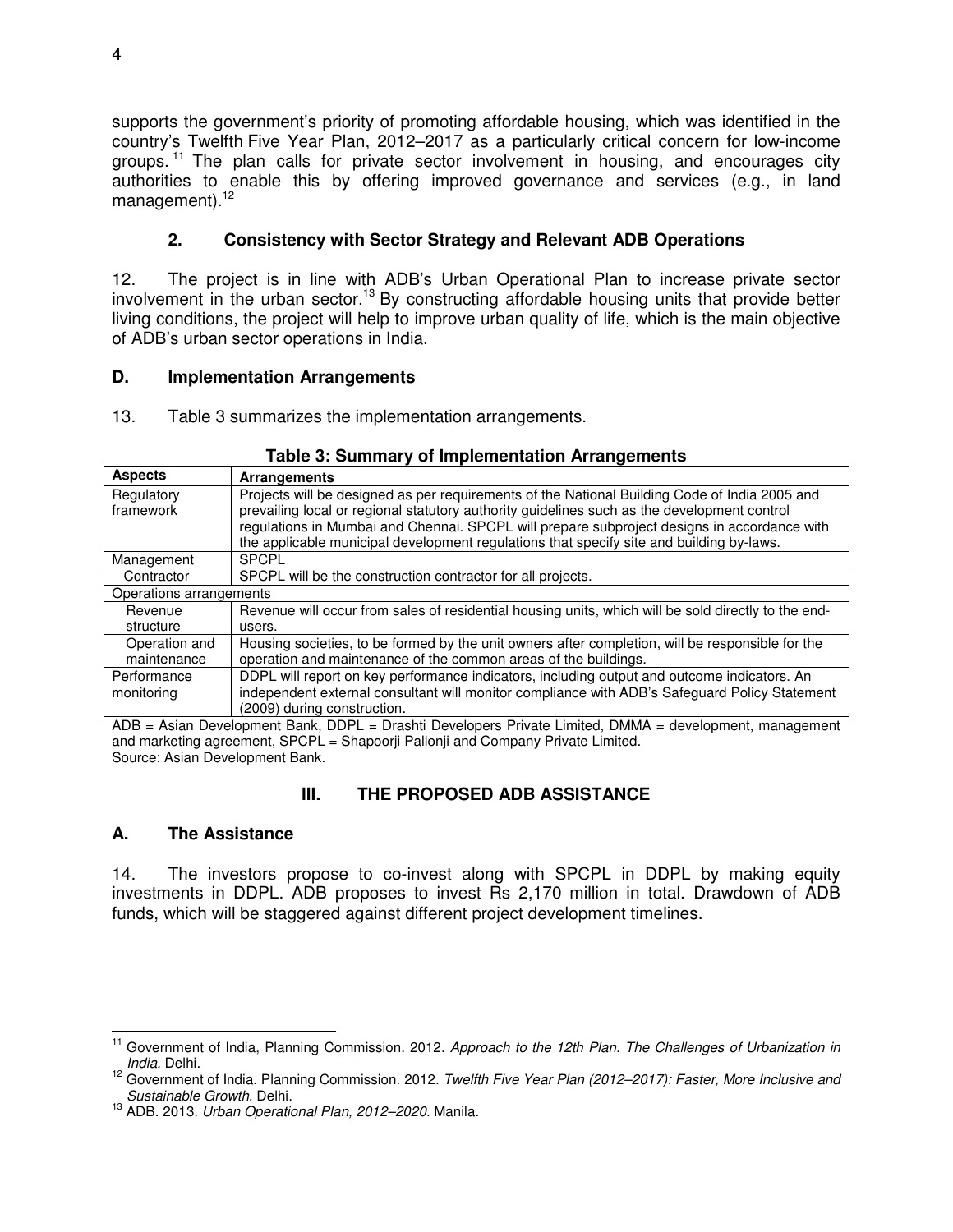supports the government's priority of promoting affordable housing, which was identified in the country's Twelfth Five Year Plan, 2012–2017 as a particularly critical concern for low-income groups.[11] The plan calls for private sector involvement in housing, and encourages city authorities to enable this by offering improved governance and services (e.g., in land management).[12]

### 2. Consistency with Sector Strategy and Relevant ADB Operations

12. The project is in line with ADB's Urban Operational Plan to increase private sector involvement in the urban sector.[13] By constructing affordable housing units that provide better living conditions, the project will help to improve urban quality of life, which is the main objective of ADB's urban sector operations in India.

## D. Implementation Arrangements

13. Table 3 summarizes the implementation arrangements.

**Table 3: Summary of Implementation Arrangements**

| Aspects | Arrangements |
|---|---|
| Regulatory framework | Projects will be designed as per requirements of the National Building Code of India 2005 and prevailing local or regional statutory authority guidelines such as the development control regulations in Mumbai and Chennai. SPCPL will prepare subproject designs in accordance with the applicable municipal development regulations that specify site and building by-laws. |
| Management | SPCPL |
| Contractor | SPCPL will be the construction contractor for all projects. |
| Operations arrangements | |
| Revenue structure | Revenue will occur from sales of residential housing units, which will be sold directly to the end-users. |
| Operation and maintenance | Housing societies, to be formed by the unit owners after completion, will be responsible for the operation and maintenance of the common areas of the buildings. |
| Performance monitoring | DDPL will report on key performance indicators, including output and outcome indicators. An independent external consultant will monitor compliance with ADB's Safeguard Policy Statement (2009) during construction. |

ADB = Asian Development Bank, DDPL = Drashti Developers Private Limited, DMMA = development, management and marketing agreement, SPCPL = Shapoorji Pallonji and Company Private Limited.
Source: Asian Development Bank.

# III. THE PROPOSED ADB ASSISTANCE

## A. The Assistance

14. The investors propose to co-invest along with SPCPL in DDPL by making equity investments in DDPL. ADB proposes to invest Rs 2,170 million in total. Drawdown of ADB funds, which will be staggered against different project development timelines.

---

[11] Government of India, Planning Commission. 2012. *Approach to the 12th Plan. The Challenges of Urbanization in India*. Delhi.

[12] Government of India. Planning Commission. 2012. *Twelfth Five Year Plan (2012–2017): Faster, More Inclusive and Sustainable Growth.* Delhi.

[13] ADB. 2013. *Urban Operational Plan, 2012–2020*. Manila.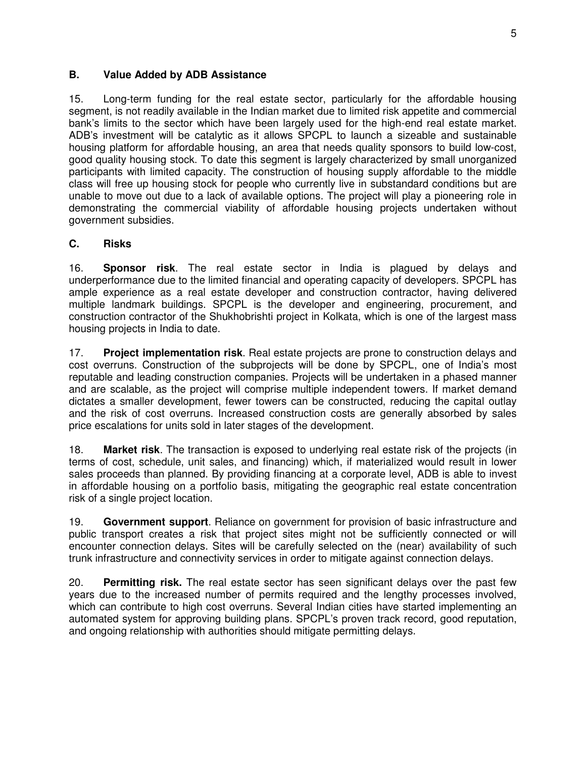## B. Value Added by ADB Assistance

15. Long-term funding for the real estate sector, particularly for the affordable housing segment, is not readily available in the Indian market due to limited risk appetite and commercial bank's limits to the sector which have been largely used for the high-end real estate market. ADB's investment will be catalytic as it allows SPCPL to launch a sizeable and sustainable housing platform for affordable housing, an area that needs quality sponsors to build low-cost, good quality housing stock. To date this segment is largely characterized by small unorganized participants with limited capacity. The construction of housing supply affordable to the middle class will free up housing stock for people who currently live in substandard conditions but are unable to move out due to a lack of available options. The project will play a pioneering role in demonstrating the commercial viability of affordable housing projects undertaken without government subsidies.

## C. Risks

16. **Sponsor risk**. The real estate sector in India is plagued by delays and underperformance due to the limited financial and operating capacity of developers. SPCPL has ample experience as a real estate developer and construction contractor, having delivered multiple landmark buildings. SPCPL is the developer and engineering, procurement, and construction contractor of the Shukhobrishti project in Kolkata, which is one of the largest mass housing projects in India to date.

17. **Project implementation risk**. Real estate projects are prone to construction delays and cost overruns. Construction of the subprojects will be done by SPCPL, one of India's most reputable and leading construction companies. Projects will be undertaken in a phased manner and are scalable, as the project will comprise multiple independent towers. If market demand dictates a smaller development, fewer towers can be constructed, reducing the capital outlay and the risk of cost overruns. Increased construction costs are generally absorbed by sales price escalations for units sold in later stages of the development.

18. **Market risk**. The transaction is exposed to underlying real estate risk of the projects (in terms of cost, schedule, unit sales, and financing) which, if materialized would result in lower sales proceeds than planned. By providing financing at a corporate level, ADB is able to invest in affordable housing on a portfolio basis, mitigating the geographic real estate concentration risk of a single project location.

19. **Government support**. Reliance on government for provision of basic infrastructure and public transport creates a risk that project sites might not be sufficiently connected or will encounter connection delays. Sites will be carefully selected on the (near) availability of such trunk infrastructure and connectivity services in order to mitigate against connection delays.

20. **Permitting risk.** The real estate sector has seen significant delays over the past few years due to the increased number of permits required and the lengthy processes involved, which can contribute to high cost overruns. Several Indian cities have started implementing an automated system for approving building plans. SPCPL's proven track record, good reputation, and ongoing relationship with authorities should mitigate permitting delays.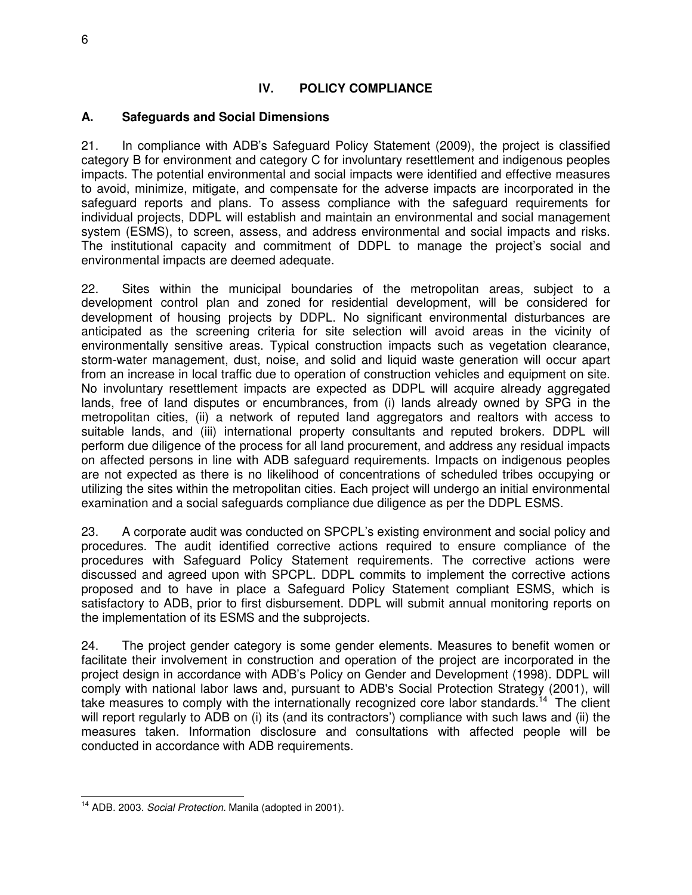## IV. POLICY COMPLIANCE

### A. Safeguards and Social Dimensions

21. In compliance with ADB's Safeguard Policy Statement (2009), the project is classified category B for environment and category C for involuntary resettlement and indigenous peoples impacts. The potential environmental and social impacts were identified and effective measures to avoid, minimize, mitigate, and compensate for the adverse impacts are incorporated in the safeguard reports and plans. To assess compliance with the safeguard requirements for individual projects, DDPL will establish and maintain an environmental and social management system (ESMS), to screen, assess, and address environmental and social impacts and risks. The institutional capacity and commitment of DDPL to manage the project's social and environmental impacts are deemed adequate.

22. Sites within the municipal boundaries of the metropolitan areas, subject to a development control plan and zoned for residential development, will be considered for development of housing projects by DDPL. No significant environmental disturbances are anticipated as the screening criteria for site selection will avoid areas in the vicinity of environmentally sensitive areas. Typical construction impacts such as vegetation clearance, storm-water management, dust, noise, and solid and liquid waste generation will occur apart from an increase in local traffic due to operation of construction vehicles and equipment on site. No involuntary resettlement impacts are expected as DDPL will acquire already aggregated lands, free of land disputes or encumbrances, from (i) lands already owned by SPG in the metropolitan cities, (ii) a network of reputed land aggregators and realtors with access to suitable lands, and (iii) international property consultants and reputed brokers. DDPL will perform due diligence of the process for all land procurement, and address any residual impacts on affected persons in line with ADB safeguard requirements. Impacts on indigenous peoples are not expected as there is no likelihood of concentrations of scheduled tribes occupying or utilizing the sites within the metropolitan cities. Each project will undergo an initial environmental examination and a social safeguards compliance due diligence as per the DDPL ESMS.

23. A corporate audit was conducted on SPCPL's existing environment and social policy and procedures. The audit identified corrective actions required to ensure compliance of the procedures with Safeguard Policy Statement requirements. The corrective actions were discussed and agreed upon with SPCPL. DDPL commits to implement the corrective actions proposed and to have in place a Safeguard Policy Statement compliant ESMS, which is satisfactory to ADB, prior to first disbursement. DDPL will submit annual monitoring reports on the implementation of its ESMS and the subprojects.

24. The project gender category is some gender elements. Measures to benefit women or facilitate their involvement in construction and operation of the project are incorporated in the project design in accordance with ADB's Policy on Gender and Development (1998). DDPL will comply with national labor laws and, pursuant to ADB's Social Protection Strategy (2001), will take measures to comply with the internationally recognized core labor standards.[14] The client will report regularly to ADB on (i) its (and its contractors') compliance with such laws and (ii) the measures taken. Information disclosure and consultations with affected people will be conducted in accordance with ADB requirements.

[14] ADB. 2003. *Social Protection.* Manila (adopted in 2001).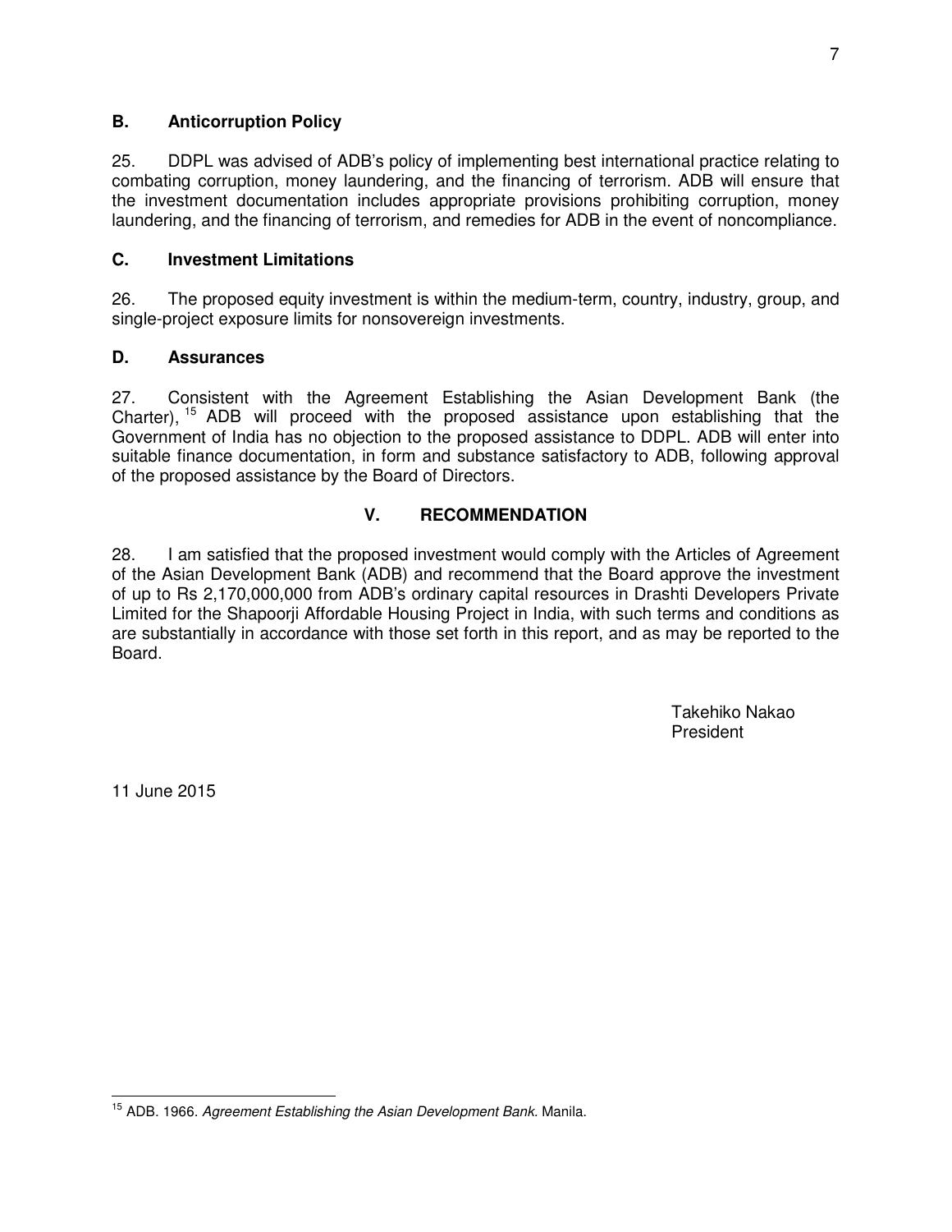## B. Anticorruption Policy

25. DDPL was advised of ADB's policy of implementing best international practice relating to combating corruption, money laundering, and the financing of terrorism. ADB will ensure that the investment documentation includes appropriate provisions prohibiting corruption, money laundering, and the financing of terrorism, and remedies for ADB in the event of noncompliance.

## C. Investment Limitations

26. The proposed equity investment is within the medium-term, country, industry, group, and single-project exposure limits for nonsovereign investments.

## D. Assurances

27. Consistent with the Agreement Establishing the Asian Development Bank (the Charter),[15] ADB will proceed with the proposed assistance upon establishing that the Government of India has no objection to the proposed assistance to DDPL. ADB will enter into suitable finance documentation, in form and substance satisfactory to ADB, following approval of the proposed assistance by the Board of Directors.

# V. RECOMMENDATION

28. I am satisfied that the proposed investment would comply with the Articles of Agreement of the Asian Development Bank (ADB) and recommend that the Board approve the investment of up to Rs 2,170,000,000 from ADB's ordinary capital resources in Drashti Developers Private Limited for the Shapoorji Affordable Housing Project in India, with such terms and conditions as are substantially in accordance with those set forth in this report, and as may be reported to the Board.

Takehiko Nakao
President

11 June 2015

---

[15] ADB. 1966. *Agreement Establishing the Asian Development Bank.* Manila.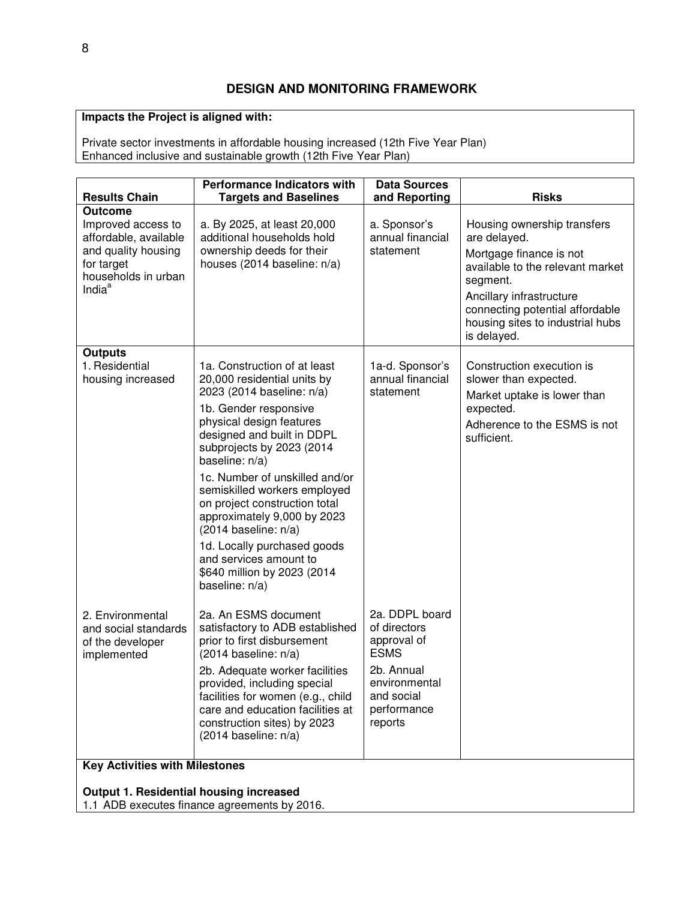## DESIGN AND MONITORING FRAMEWORK

**Impacts the Project is aligned with:**

Private sector investments in affordable housing increased (12th Five Year Plan)
Enhanced inclusive and sustainable growth (12th Five Year Plan)

| Results Chain | Performance Indicators with Targets and Baselines | Data Sources and Reporting | Risks |
|---|---|---|---|
| **Outcome**<br>Improved access to affordable, available and quality housing for target households in urban India[a] | a. By 2025, at least 20,000 additional households hold ownership deeds for their houses (2014 baseline: n/a) | a. Sponsor's annual financial statement | Housing ownership transfers are delayed.<br>Mortgage finance is not available to the relevant market segment.<br>Ancillary infrastructure connecting potential affordable housing sites to industrial hubs is delayed. |
| **Outputs**<br>1. Residential housing increased | 1a. Construction of at least 20,000 residential units by 2023 (2014 baseline: n/a)<br>1b. Gender responsive physical design features designed and built in DDPL subprojects by 2023 (2014 baseline: n/a)<br>1c. Number of unskilled and/or semiskilled workers employed on project construction total approximately 9,000 by 2023 (2014 baseline: n/a)<br>1d. Locally purchased goods and services amount to $640 million by 2023 (2014 baseline: n/a) | 1a-d. Sponsor's annual financial statement | Construction execution is slower than expected.<br>Market uptake is lower than expected.<br>Adherence to the ESMS is not sufficient. |
| 2. Environmental and social standards of the developer implemented | 2a. An ESMS document satisfactory to ADB established prior to first disbursement (2014 baseline: n/a)<br>2b. Adequate worker facilities provided, including special facilities for women (e.g., child care and education facilities at construction sites) by 2023 (2014 baseline: n/a) | 2a. DDPL board of directors approval of ESMS<br>2b. Annual environmental and social performance reports | |

**Key Activities with Milestones**

**Output 1. Residential housing increased**
1.1 ADB executes finance agreements by 2016.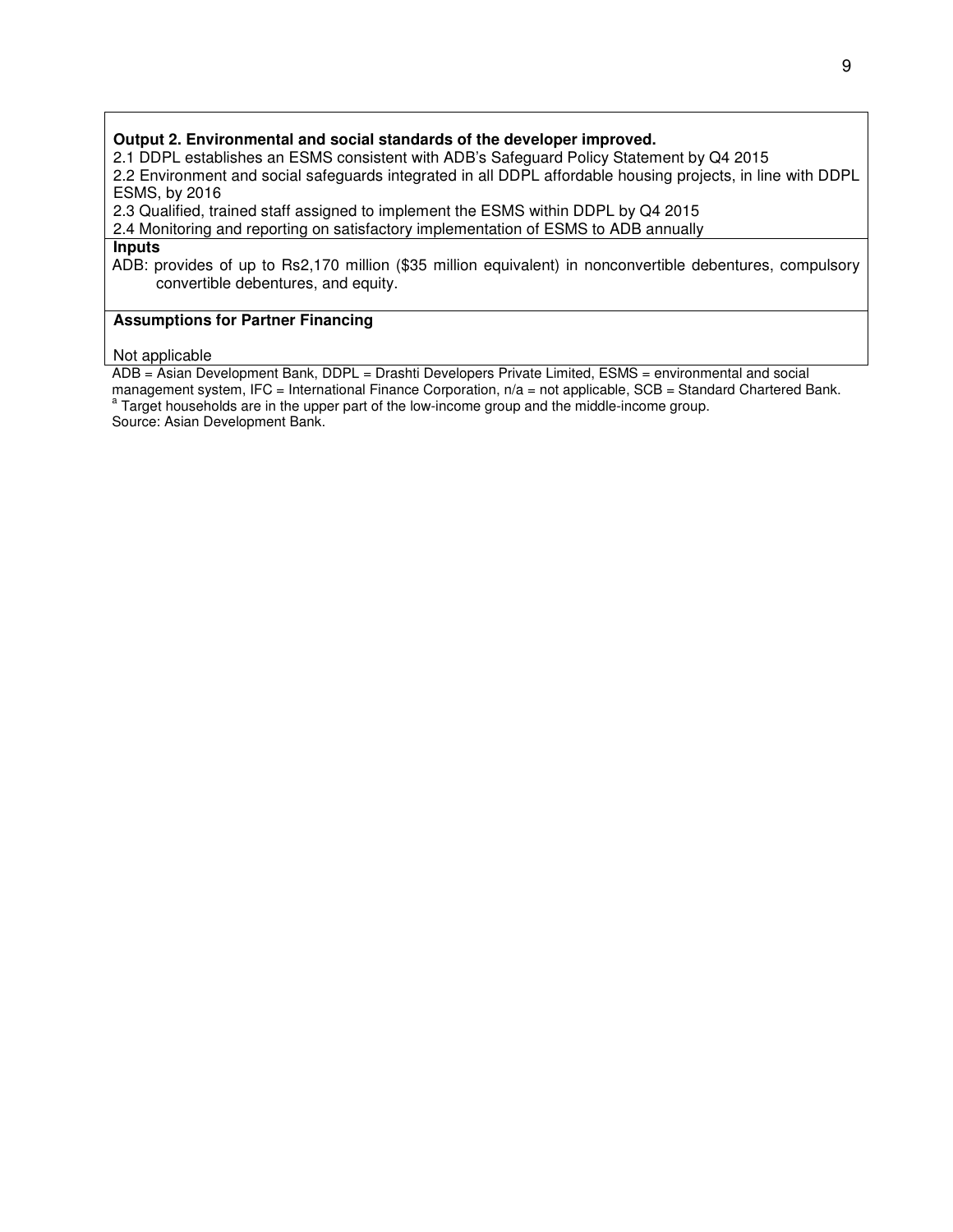**Output 2. Environmental and social standards of the developer improved.**

2.1 DDPL establishes an ESMS consistent with ADB's Safeguard Policy Statement by Q4 2015

2.2 Environment and social safeguards integrated in all DDPL affordable housing projects, in line with DDPL ESMS, by 2016

2.3 Qualified, trained staff assigned to implement the ESMS within DDPL by Q4 2015

2.4 Monitoring and reporting on satisfactory implementation of ESMS to ADB annually

**Inputs**

ADB: provides of up to Rs2,170 million ($35 million equivalent) in nonconvertible debentures, compulsory convertible debentures, and equity.

**Assumptions for Partner Financing**

Not applicable

ADB = Asian Development Bank, DDPL = Drashti Developers Private Limited, ESMS = environmental and social management system, IFC = International Finance Corporation, n/a = not applicable, SCB = Standard Chartered Bank.

[a] Target households are in the upper part of the low-income group and the middle-income group.

Source: Asian Development Bank.